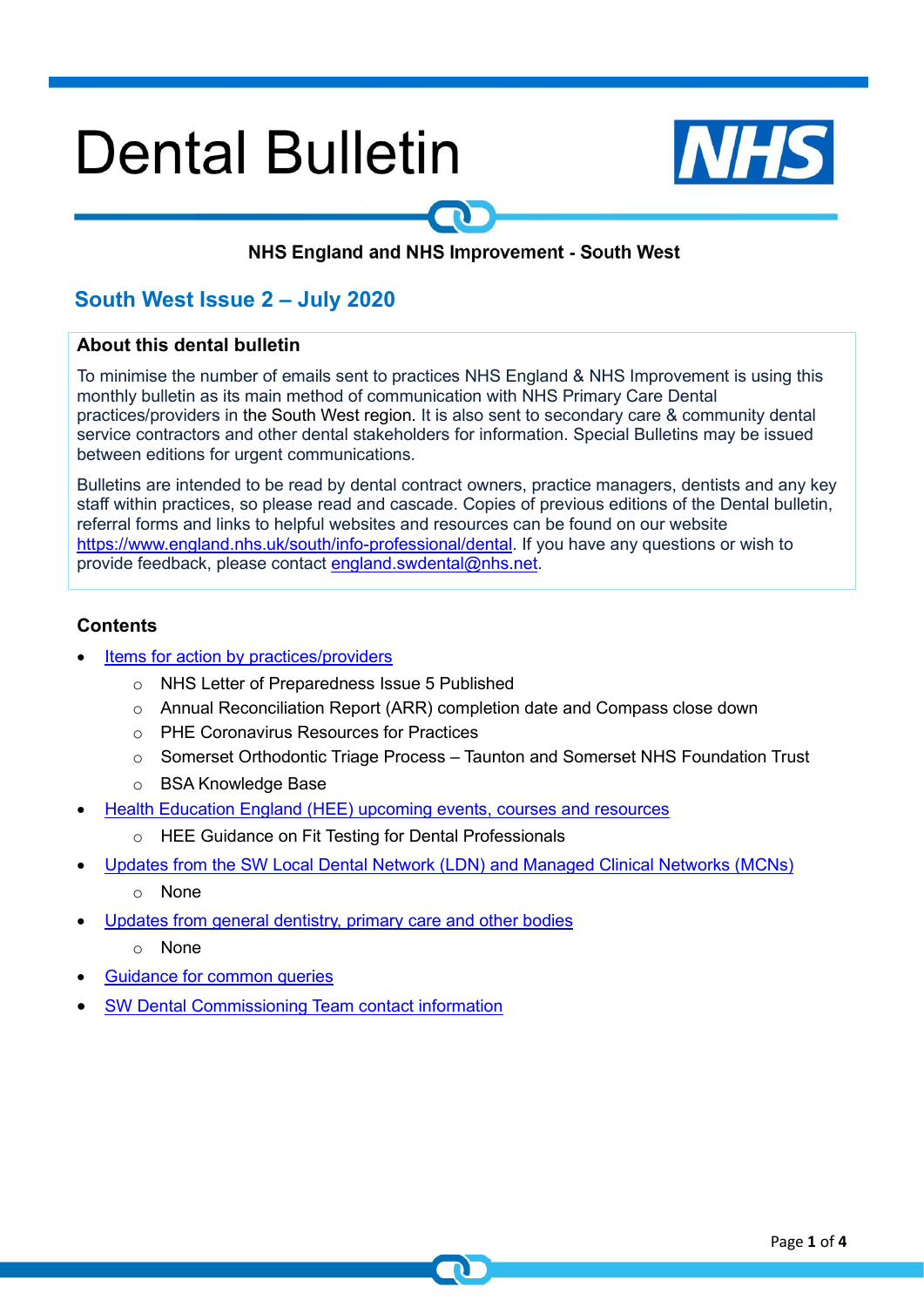# Dental Bulletin

**NHS England and NHS Improvement - South West**

## South West Issue 2 – July 2020

### About this dental bulletin

To minimise the number of emails sent to practices NHS England & NHS Improvement is using this monthly bulletin as its main method of communication with NHS Primary Care Dental practices/providers in the South West region. It is also sent to secondary care & community dental service contractors and other dental stakeholders for information. Special Bulletins may be issued between editions for urgent communications.

Bulletins are intended to be read by dental contract owners, practice managers, dentists and any key staff within practices, so please read and cascade. Copies of previous editions of the Dental bulletin, referral forms and links to helpful websites and resources can be found on our website https://www.england.nhs.uk/south/info-professional/dental. If you have any questions or wish to provide feedback, please contact england.swdental@nhs.net.

### Contents

- Items for action by practices/providers
  - NHS Letter of Preparedness Issue 5 Published
  - Annual Reconciliation Report (ARR) completion date and Compass close down
  - PHE Coronavirus Resources for Practices
  - Somerset Orthodontic Triage Process – Taunton and Somerset NHS Foundation Trust
  - BSA Knowledge Base
- Health Education England (HEE) upcoming events, courses and resources
  - HEE Guidance on Fit Testing for Dental Professionals
- Updates from the SW Local Dental Network (LDN) and Managed Clinical Networks (MCNs)
  - None
- Updates from general dentistry, primary care and other bodies
  - None
- Guidance for common queries
- SW Dental Commissioning Team contact information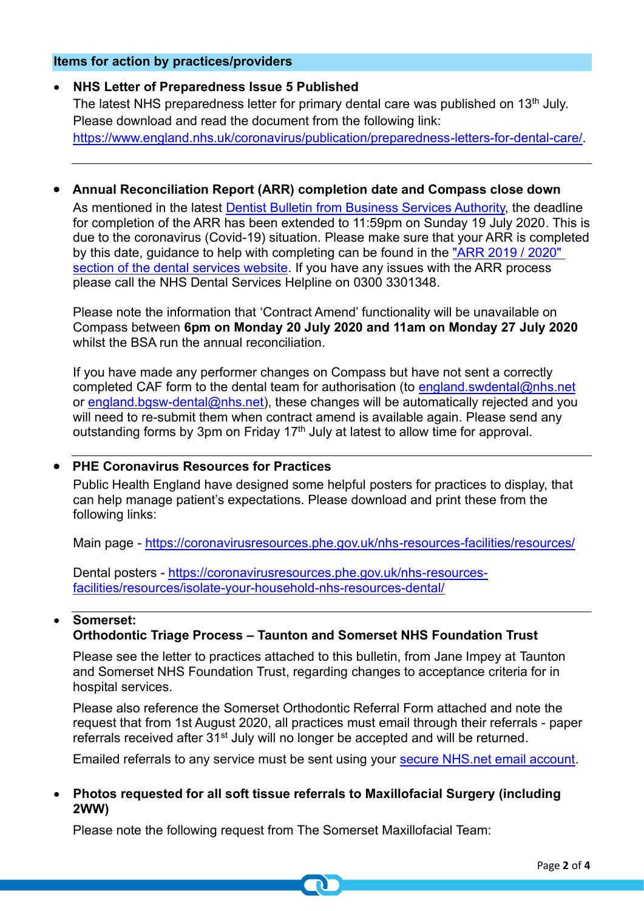## Items for action by practices/providers

- **NHS Letter of Preparedness Issue 5 Published**
  The latest NHS preparedness letter for primary dental care was published on 13th July. Please download and read the document from the following link: https://www.england.nhs.uk/coronavirus/publication/preparedness-letters-for-dental-care/.

---

- **Annual Reconciliation Report (ARR) completion date and Compass close down**
  As mentioned in the latest Dentist Bulletin from Business Services Authority, the deadline for completion of the ARR has been extended to 11:59pm on Sunday 19 July 2020. This is due to the coronavirus (Covid-19) situation. Please make sure that your ARR is completed by this date, guidance to help with completing can be found in the "ARR 2019 / 2020" section of the dental services website. If you have any issues with the ARR process please call the NHS Dental Services Helpline on 0300 3301348.

  Please note the information that 'Contract Amend' functionality will be unavailable on Compass between **6pm on Monday 20 July 2020 and 11am on Monday 27 July 2020** whilst the BSA run the annual reconciliation.

  If you have made any performer changes on Compass but have not sent a correctly completed CAF form to the dental team for authorisation (to england.swdental@nhs.net or england.bgsw-dental@nhs.net), these changes will be automatically rejected and you will need to re-submit them when contract amend is available again. Please send any outstanding forms by 3pm on Friday 17th July at latest to allow time for approval.

---

- **PHE Coronavirus Resources for Practices**
  Public Health England have designed some helpful posters for practices to display, that can help manage patient's expectations. Please download and print these from the following links:

  Main page - https://coronavirusresources.phe.gov.uk/nhs-resources-facilities/resources/

  Dental posters - https://coronavirusresources.phe.gov.uk/nhs-resources-facilities/resources/isolate-your-household-nhs-resources-dental/

---

- **Somerset:**
  **Orthodontic Triage Process – Taunton and Somerset NHS Foundation Trust**

  Please see the letter to practices attached to this bulletin, from Jane Impey at Taunton and Somerset NHS Foundation Trust, regarding changes to acceptance criteria for in hospital services.

  Please also reference the Somerset Orthodontic Referral Form attached and note the request that from 1st August 2020, all practices must email through their referrals - paper referrals received after 31st July will no longer be accepted and will be returned.

  Emailed referrals to any service must be sent using your secure NHS.net email account.

- **Photos requested for all soft tissue referrals to Maxillofacial Surgery (including 2WW)**

  Please note the following request from The Somerset Maxillofacial Team: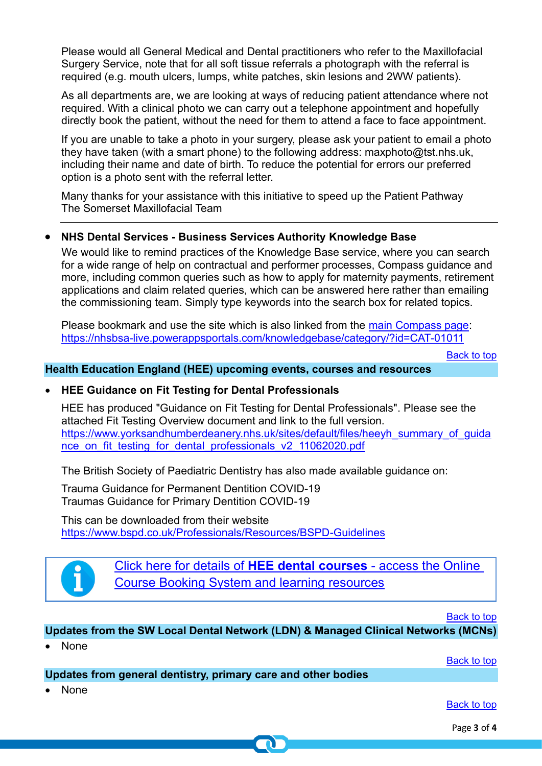Please would all General Medical and Dental practitioners who refer to the Maxillofacial Surgery Service, note that for all soft tissue referrals a photograph with the referral is required (e.g. mouth ulcers, lumps, white patches, skin lesions and 2WW patients).

As all departments are, we are looking at ways of reducing patient attendance where not required. With a clinical photo we can carry out a telephone appointment and hopefully directly book the patient, without the need for them to attend a face to face appointment.

If you are unable to take a photo in your surgery, please ask your patient to email a photo they have taken (with a smart phone) to the following address: maxphoto@tst.nhs.uk, including their name and date of birth. To reduce the potential for errors our preferred option is a photo sent with the referral letter.

Many thanks for your assistance with this initiative to speed up the Patient Pathway
The Somerset Maxillofacial Team

---

- **NHS Dental Services - Business Services Authority Knowledge Base**

  We would like to remind practices of the Knowledge Base service, where you can search for a wide range of help on contractual and performer processes, Compass guidance and more, including common queries such as how to apply for maternity payments, retirement applications and claim related queries, which can be answered here rather than emailing the commissioning team. Simply type keywords into the search box for related topics.

  Please bookmark and use the site which is also linked from the main Compass page: https://nhsbsa-live.powerappsportals.com/knowledgebase/category/?id=CAT-01011

Back to top

## Health Education England (HEE) upcoming events, courses and resources

- **HEE Guidance on Fit Testing for Dental Professionals**

  HEE has produced "Guidance on Fit Testing for Dental Professionals". Please see the attached Fit Testing Overview document and link to the full version.
  https://www.yorksandhumberdeanery.nhs.uk/sites/default/files/heeyh_summary_of_guidance_on_fit_testing_for_dental_professionals_v2_11062020.pdf

  The British Society of Paediatric Dentistry has also made available guidance on:

  Trauma Guidance for Permanent Dentition COVID-19
  Traumas Guidance for Primary Dentition COVID-19

  This can be downloaded from their website
  https://www.bspd.co.uk/Professionals/Resources/BSPD-Guidelines

Click here for details of **HEE dental courses** - access the Online Course Booking System and learning resources

Back to top

## Updates from the SW Local Dental Network (LDN) & Managed Clinical Networks (MCNs)

- None

Back to top

## Updates from general dentistry, primary care and other bodies

- None

Back to top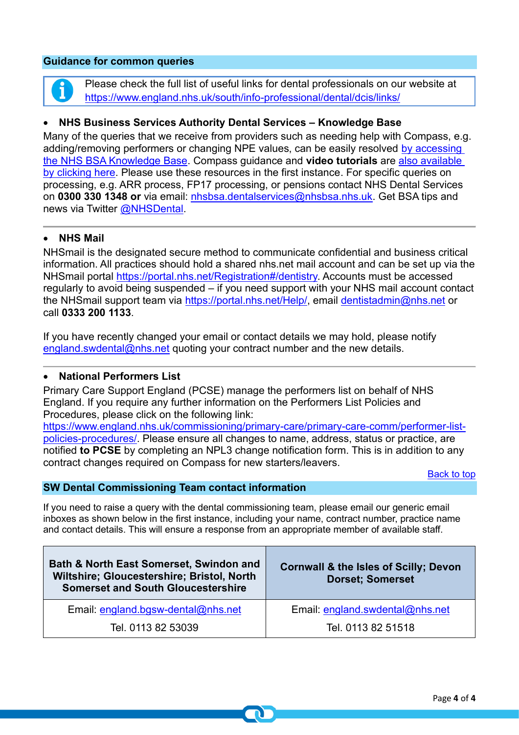## Guidance for common queries

Please check the full list of useful links for dental professionals on our website at https://www.england.nhs.uk/south/info-professional/dental/dcis/links/

- **NHS Business Services Authority Dental Services – Knowledge Base**

Many of the queries that we receive from providers such as needing help with Compass, e.g. adding/removing performers or changing NPE values, can be easily resolved by accessing the NHS BSA Knowledge Base. Compass guidance and **video tutorials** are also available by clicking here. Please use these resources in the first instance. For specific queries on processing, e.g. ARR process, FP17 processing, or pensions contact NHS Dental Services on **0300 330 1348 or** via email: nhsbsa.dentalservices@nhsbsa.nhs.uk. Get BSA tips and news via Twitter @NHSDental.

---

- **NHS Mail**

NHSmail is the designated secure method to communicate confidential and business critical information. All practices should hold a shared nhs.net mail account and can be set up via the NHSmail portal https://portal.nhs.net/Registration#/dentistry. Accounts must be accessed regularly to avoid being suspended – if you need support with your NHS mail account contact the NHSmail support team via https://portal.nhs.net/Help/, email dentistadmin@nhs.net or call **0333 200 1133**.

If you have recently changed your email or contact details we may hold, please notify england.swdental@nhs.net quoting your contract number and the new details.

---

- **National Performers List**

Primary Care Support England (PCSE) manage the performers list on behalf of NHS England. If you require any further information on the Performers List Policies and Procedures, please click on the following link: https://www.england.nhs.uk/commissioning/primary-care/primary-care-comm/performer-list-policies-procedures/. Please ensure all changes to name, address, status or practice, are notified **to PCSE** by completing an NPL3 change notification form. This is in addition to any contract changes required on Compass for new starters/leavers.

Back to top

## SW Dental Commissioning Team contact information

If you need to raise a query with the dental commissioning team, please email our generic email inboxes as shown below in the first instance, including your name, contract number, practice name and contact details. This will ensure a response from an appropriate member of available staff.

| Bath & North East Somerset, Swindon and Wiltshire; Gloucestershire; Bristol, North Somerset and South Gloucestershire | Cornwall & the Isles of Scilly; Devon Dorset; Somerset |
|---|---|
| Email: england.bgsw-dental@nhs.net<br>Tel. 0113 82 53039 | Email: england.swdental@nhs.net<br>Tel. 0113 82 51518 |